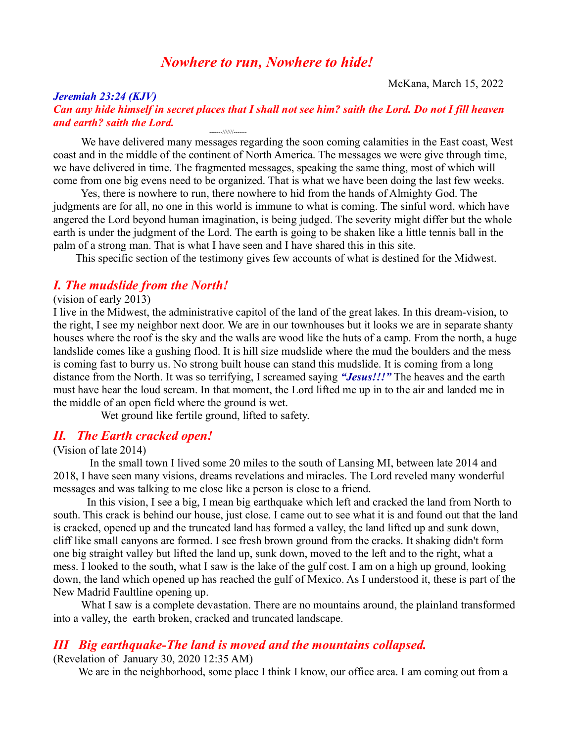# *Nowhere to run, Nowhere to hide!*

McKana, March 15, 2022

***Jeremiah 23:24 (KJV)***
***Can any hide himself in secret places that I shall not see him? saith the Lord. Do not I fill heaven and earth? saith the Lord.***

-------///////-------

We have delivered many messages regarding the soon coming calamities in the East coast, West coast and in the middle of the continent of North America. The messages we were give through time, we have delivered in time. The fragmented messages, speaking the same thing, most of which will come from one big evens need to be organized. That is what we have been doing the last few weeks.

Yes, there is nowhere to run, there nowhere to hid from the hands of Almighty God. The judgments are for all, no one in this world is immune to what is coming. The sinful word, which have angered the Lord beyond human imagination, is being judged. The severity might differ but the whole earth is under the judgment of the Lord. The earth is going to be shaken like a little tennis ball in the palm of a strong man. That is what I have seen and I have shared this in this site.

This specific section of the testimony gives few accounts of what is destined for the Midwest.

## *I. The mudslide from the North!*

(vision of early 2013)

I live in the Midwest, the administrative capitol of the land of the great lakes. In this dream-vision, to the right, I see my neighbor next door. We are in our townhouses but it looks we are in separate shanty houses where the roof is the sky and the walls are wood like the huts of a camp. From the north, a huge landslide comes like a gushing flood. It is hill size mudslide where the mud the boulders and the mess is coming fast to burry us. No strong built house can stand this mudslide. It is coming from a long distance from the North. It was so terrifying, I screamed saying ***"Jesus!!!"*** The heaves and the earth must have hear the loud scream. In that moment, the Lord lifted me up in to the air and landed me in the middle of an open field where the ground is wet.

Wet ground like fertile ground, lifted to safety.

## *II. The Earth cracked open!*

(Vision of late 2014)

In the small town I lived some 20 miles to the south of Lansing MI, between late 2014 and 2018, I have seen many visions, dreams revelations and miracles. The Lord reveled many wonderful messages and was talking to me close like a person is close to a friend.

In this vision, I see a big, I mean big earthquake which left and cracked the land from North to south. This crack is behind our house, just close. I came out to see what it is and found out that the land is cracked, opened up and the truncated land has formed a valley, the land lifted up and sunk down, cliff like small canyons are formed. I see fresh brown ground from the cracks. It shaking didn't form one big straight valley but lifted the land up, sunk down, moved to the left and to the right, what a mess. I looked to the south, what I saw is the lake of the gulf cost. I am on a high up ground, looking down, the land which opened up has reached the gulf of Mexico. As I understood it, these is part of the New Madrid Faultline opening up.

What I saw is a complete devastation. There are no mountains around, the plainland transformed into a valley, the earth broken, cracked and truncated landscape.

## *III Big earthquake-The land is moved and the mountains collapsed.*

(Revelation of January 30, 2020 12:35 AM)

We are in the neighborhood, some place I think I know, our office area. I am coming out from a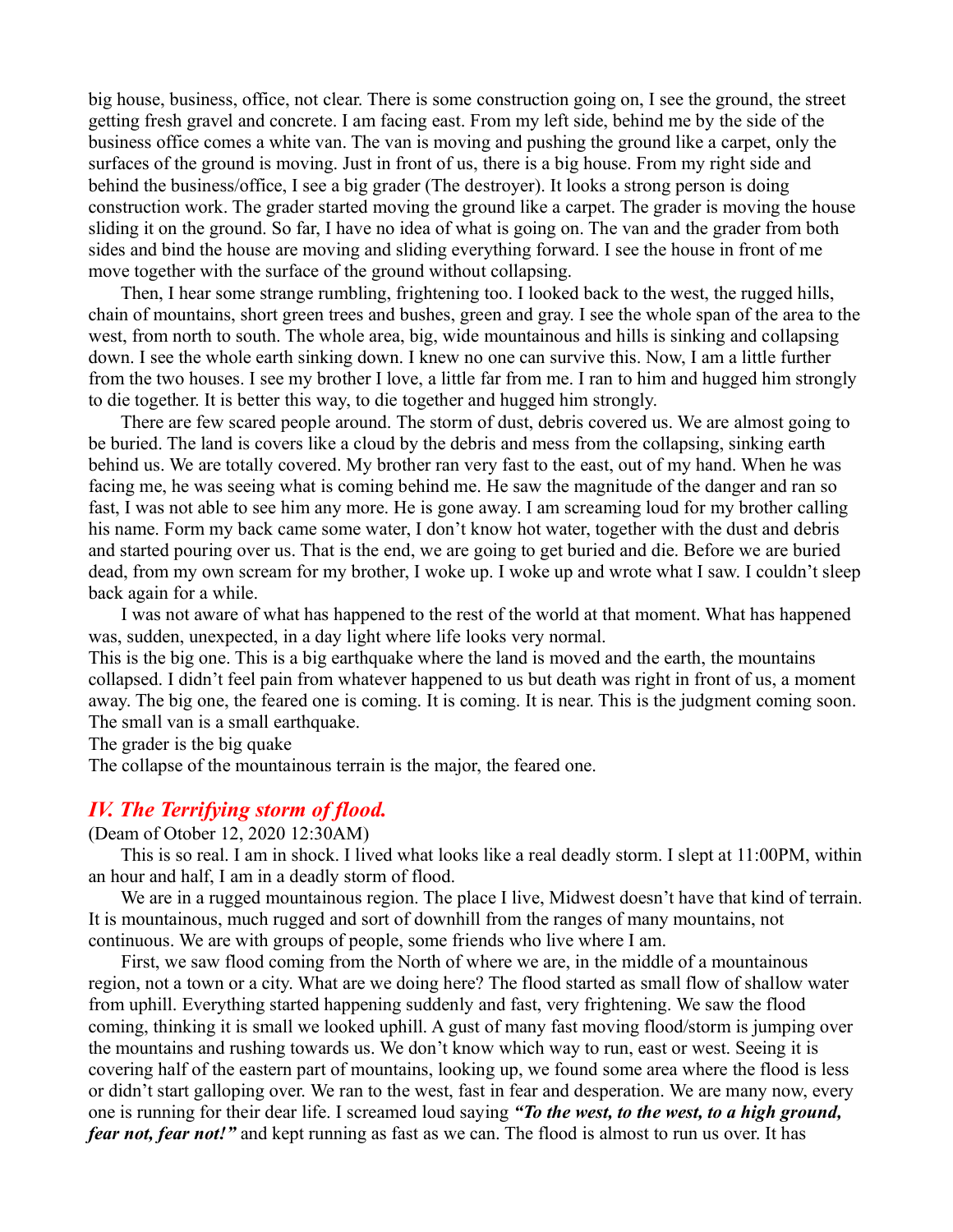big house, business, office, not clear. There is some construction going on, I see the ground, the street getting fresh gravel and concrete. I am facing east. From my left side, behind me by the side of the business office comes a white van. The van is moving and pushing the ground like a carpet, only the surfaces of the ground is moving. Just in front of us, there is a big house. From my right side and behind the business/office, I see a big grader (The destroyer). It looks a strong person is doing construction work. The grader started moving the ground like a carpet. The grader is moving the house sliding it on the ground. So far, I have no idea of what is going on. The van and the grader from both sides and bind the house are moving and sliding everything forward. I see the house in front of me move together with the surface of the ground without collapsing.

Then, I hear some strange rumbling, frightening too. I looked back to the west, the rugged hills, chain of mountains, short green trees and bushes, green and gray. I see the whole span of the area to the west, from north to south. The whole area, big, wide mountainous and hills is sinking and collapsing down. I see the whole earth sinking down. I knew no one can survive this. Now, I am a little further from the two houses. I see my brother I love, a little far from me. I ran to him and hugged him strongly to die together. It is better this way, to die together and hugged him strongly.

There are few scared people around. The storm of dust, debris covered us. We are almost going to be buried. The land is covers like a cloud by the debris and mess from the collapsing, sinking earth behind us. We are totally covered. My brother ran very fast to the east, out of my hand. When he was facing me, he was seeing what is coming behind me. He saw the magnitude of the danger and ran so fast, I was not able to see him any more. He is gone away. I am screaming loud for my brother calling his name. Form my back came some water, I don't know hot water, together with the dust and debris and started pouring over us. That is the end, we are going to get buried and die. Before we are buried dead, from my own scream for my brother, I woke up. I woke up and wrote what I saw. I couldn't sleep back again for a while.

I was not aware of what has happened to the rest of the world at that moment. What has happened was, sudden, unexpected, in a day light where life looks very normal.

This is the big one. This is a big earthquake where the land is moved and the earth, the mountains collapsed. I didn't feel pain from whatever happened to us but death was right in front of us, a moment away. The big one, the feared one is coming. It is coming. It is near. This is the judgment coming soon. The small van is a small earthquake.

The grader is the big quake

The collapse of the mountainous terrain is the major, the feared one.

## *IV. The Terrifying storm of flood.*

(Deam of Otober 12, 2020 12:30AM)

This is so real. I am in shock. I lived what looks like a real deadly storm. I slept at 11:00PM, within an hour and half, I am in a deadly storm of flood.

We are in a rugged mountainous region. The place I live, Midwest doesn't have that kind of terrain. It is mountainous, much rugged and sort of downhill from the ranges of many mountains, not continuous. We are with groups of people, some friends who live where I am.

First, we saw flood coming from the North of where we are, in the middle of a mountainous region, not a town or a city. What are we doing here? The flood started as small flow of shallow water from uphill. Everything started happening suddenly and fast, very frightening. We saw the flood coming, thinking it is small we looked uphill. A gust of many fast moving flood/storm is jumping over the mountains and rushing towards us. We don't know which way to run, east or west. Seeing it is covering half of the eastern part of mountains, looking up, we found some area where the flood is less or didn't start galloping over. We ran to the west, fast in fear and desperation. We are many now, every one is running for their dear life. I screamed loud saying ***"To the west, to the west, to a high ground, fear not, fear not!"*** and kept running as fast as we can. The flood is almost to run us over. It has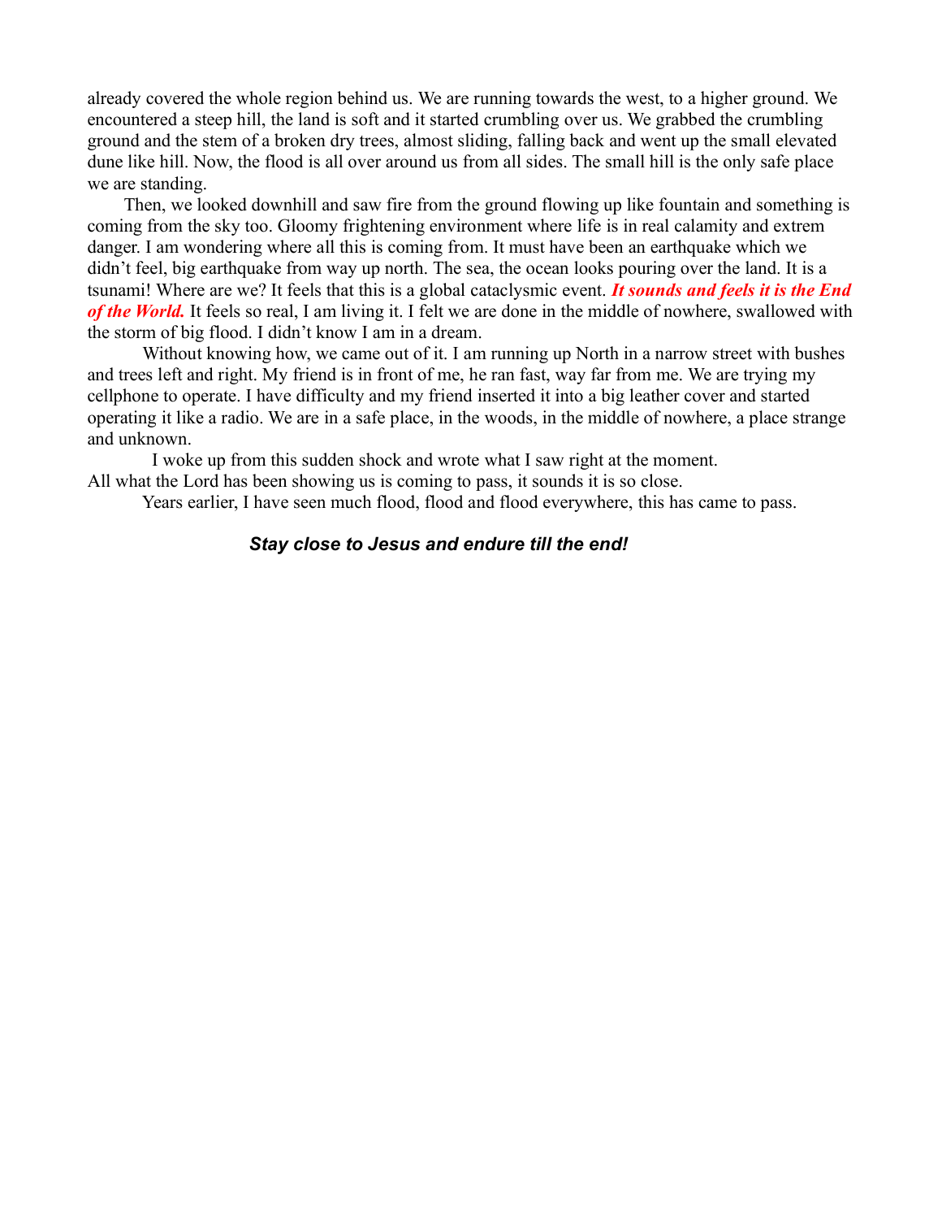already covered the whole region behind us. We are running towards the west, to a higher ground. We encountered a steep hill, the land is soft and it started crumbling over us. We grabbed the crumbling ground and the stem of a broken dry trees, almost sliding, falling back and went up the small elevated dune like hill. Now, the flood is all over around us from all sides. The small hill is the only safe place we are standing.

Then, we looked downhill and saw fire from the ground flowing up like fountain and something is coming from the sky too. Gloomy frightening environment where life is in real calamity and extrem danger. I am wondering where all this is coming from. It must have been an earthquake which we didn't feel, big earthquake from way up north. The sea, the ocean looks pouring over the land. It is a tsunami! Where are we? It feels that this is a global cataclysmic event. ***It sounds and feels it is the End of the World.*** It feels so real, I am living it. I felt we are done in the middle of nowhere, swallowed with the storm of big flood. I didn't know I am in a dream.

Without knowing how, we came out of it. I am running up North in a narrow street with bushes and trees left and right. My friend is in front of me, he ran fast, way far from me. We are trying my cellphone to operate. I have difficulty and my friend inserted it into a big leather cover and started operating it like a radio. We are in a safe place, in the woods, in the middle of nowhere, a place strange and unknown.

I woke up from this sudden shock and wrote what I saw right at the moment.
All what the Lord has been showing us is coming to pass, it sounds it is so close.

Years earlier, I have seen much flood, flood and flood everywhere, this has came to pass.

***Stay close to Jesus and endure till the end!***